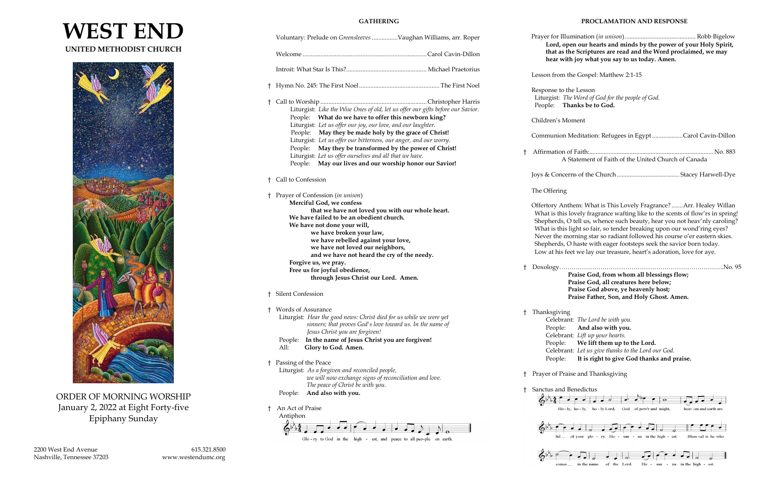# WEST END

## UNITED METHODIST CHURCH

ORDER OF MORNING WORSHIP
January 2, 2022 at Eight Forty-five
Epiphany Sunday

2200 West End Avenue
Nashville, Tennessee 37203

615.321.8500
www.westendumc.org

## GATHERING

Voluntary: Prelude on *Greensleeves* ................Vaughan Williams, arr. Roper

Welcome ............................................................................Carol Cavin-Dillon

Introit: What Star Is This?.................................................. Michael Praetorius

† Hymn No. 245: The First Noel .................................................. The First Noel

† Call to Worship ..................................................................Christopher Harris

Liturgist: *Like the Wise Ones of old, let us offer our gifts before our Savior.*
People: **What do we have to offer this newborn king?**
Liturgist: *Let us offer our joy, our love, and our laughter.*
People: **May they be made holy by the grace of Christ!**
Liturgist: *Let us offer our bitterness, our anger, and our worry.*
People: **May they be transformed by the power of Christ!**
Liturgist: *Let us offer ourselves and all that we have.*
People: **May our lives and our worship honor our Savior!**

† Call to Confession

† Prayer of Confession (*in unison*)

**Merciful God, we confess**
**that we have not loved you with our whole heart.**
**We have failed to be an obedient church.**
**We have not done your will,**
**we have broken your law,**
**we have rebelled against your love,**
**we have not loved our neighbors,**
**and we have not heard the cry of the needy.**
**Forgive us, we pray.**
**Free us for joyful obedience,**
**through Jesus Christ our Lord. Amen.**

† Silent Confession

† Words of Assurance

Liturgist: *Hear the good news: Christ died for us while we were yet sinners; that proves God's love toward us. In the name of Jesus Christ you are forgiven!*
People: **In the name of Jesus Christ you are forgiven!**
All: **Glory to God. Amen.**

† Passing of the Peace

Liturgist: *As a forgiven and reconciled people, we will now exchange signs of reconciliation and love. The peace of Christ be with you.*
People: **And also with you.**

† An Act of Praise

Antiphon

Glo - ry to God in the high - est, and peace to all peo - ple on earth.

## PROCLAMATION AND RESPONSE

Prayer for Illumination (*in unison*)............................................ Robb Bigelow

**Lord, open our hearts and minds by the power of your Holy Spirit, that as the Scriptures are read and the Word proclaimed, we may hear with joy what you say to us today. Amen.**

Lesson from the Gospel: Matthew 2:1-15

Response to the Lesson
Liturgist: *The Word of God for the people of God.*
People: **Thanks be to God.**

Children's Moment

Communion Meditation: Refugees in Egypt ...................Carol Cavin-Dillon

† Affirmation of Faith:............................................................................ No. 883
A Statement of Faith of the United Church of Canada

Joys & Concerns of the Church .......................................Stacey Harwell-Dye

The Offering

Offertory Anthem: What is This Lovely Fragrance? .......Arr. Healey Willan
What is this lovely fragrance wafting like to the scents of flow'rs in spring!
Shepherds, O tell us, whence such beauty, hear you not heav'nly caroling?
What is this light so fair, so tender breaking upon our wond'ring eyes?
Never the morning star so radiant followed his course o'er eastern skies.
Shepherds, O haste with eager footsteps seek the savior born today.
Low at his feet we lay our treasure, heart's adoration, love for aye.

† Doxology……………………………………………………………………..No. 95

**Praise God, from whom all blessings flow;**
**Praise God, all creatures here below;**
**Praise God above, ye heavenly host;**
**Praise Father, Son, and Holy Ghost. Amen.**

† Thanksgiving

Celebrant: *The Lord be with you.*
People: **And also with you.**
Celebrant: *Lift up your hearts.*
People: **We lift them up to the Lord.**
Celebrant: *Let us give thanks to the Lord our God.*
People: **It is right to give God thanks and praise.**

† Prayer of Praise and Thanksgiving

† Sanctus and Benedictus

Ho - ly, ho - ly, ho - ly Lord, God of pow'r and might, heav - en and earth are full of your glo - ry. Ho - san - na in the high - est. Bless - ed is he who comes in the name of the Lord. Ho - san - na in the high - est.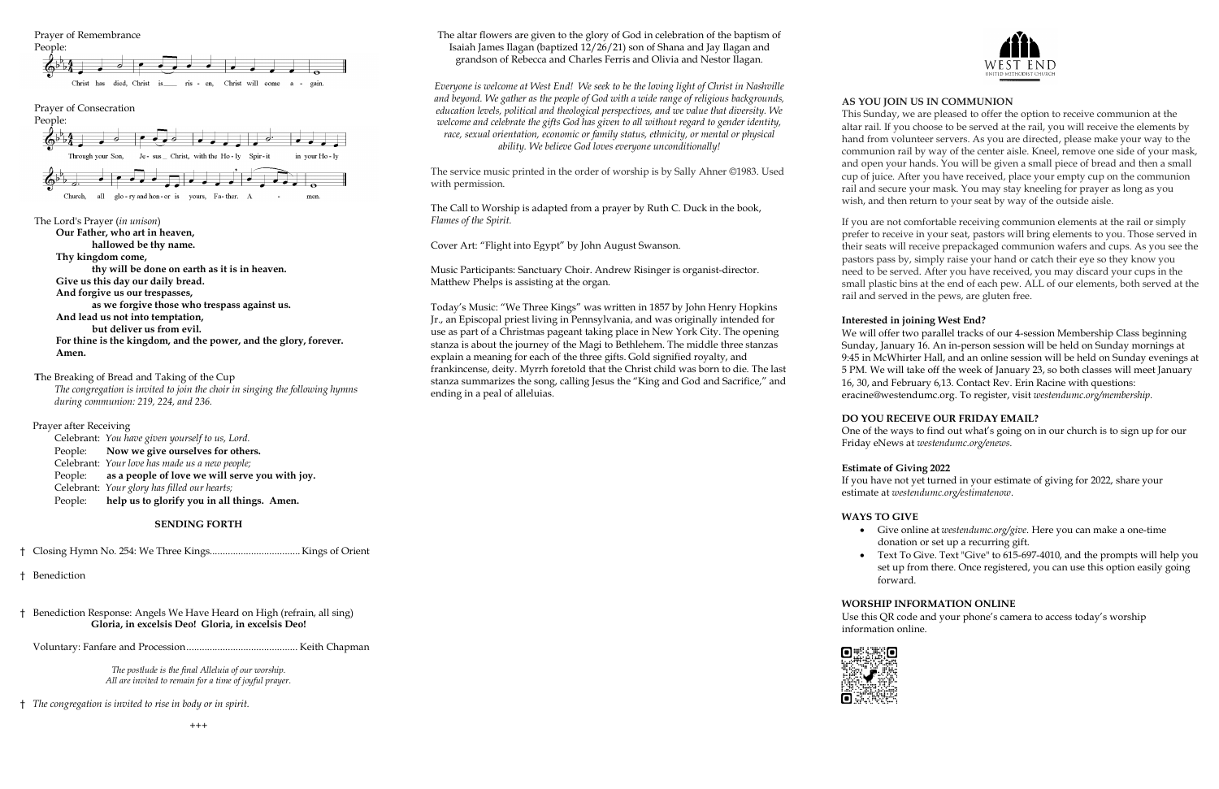Prayer of Remembrance

People:

Christ has died, Christ is risen, Christ will come again.

Prayer of Consecration

People:

Through your Son, Jesus Christ, with the Holy Spirit in your Holy Church, all glory and honor is yours, Father. Amen.

The Lord's Prayer (*in unison*)

**Our Father, who art in heaven,**
**hallowed be thy name.**
**Thy kingdom come,**
**thy will be done on earth as it is in heaven.**
**Give us this day our daily bread.**
**And forgive us our trespasses,**
**as we forgive those who trespass against us.**
**And lead us not into temptation,**
**but deliver us from evil.**
**For thine is the kingdom, and the power, and the glory, forever.**
**Amen.**

The Breaking of Bread and Taking of the Cup

*The congregation is invited to join the choir in singing the following hymns during communion: 219, 224, and 236.*

Prayer after Receiving

Celebrant: *You have given yourself to us, Lord.*
People: **Now we give ourselves for others.**
Celebrant: *Your love has made us a new people;*
People: **as a people of love we will serve you with joy.**
Celebrant: *Your glory has filled our hearts;*
People: **help us to glorify you in all things. Amen.**

## SENDING FORTH

† Closing Hymn No. 254: We Three Kings.................................... Kings of Orient

† Benediction

† Benediction Response: Angels We Have Heard on High (refrain, all sing)
**Gloria, in excelsis Deo! Gloria, in excelsis Deo!**

Voluntary: Fanfare and Procession........................................... Keith Chapman

*The postlude is the final Alleluia of our worship.*
*All are invited to remain for a time of joyful prayer.*

† *The congregation is invited to rise in body or in spirit.*

+++

The altar flowers are given to the glory of God in celebration of the baptism of Isaiah James Ilagan (baptized 12/26/21) son of Shana and Jay Ilagan and grandson of Rebecca and Charles Ferris and Olivia and Nestor Ilagan.

*Everyone is welcome at West End! We seek to be the loving light of Christ in Nashville and beyond. We gather as the people of God with a wide range of religious backgrounds, education levels, political and theological perspectives, and we value that diversity. We welcome and celebrate the gifts God has given to all without regard to gender identity, race, sexual orientation, economic or family status, ethnicity, or mental or physical ability. We believe God loves everyone unconditionally!*

The service music printed in the order of worship is by Sally Ahner ©1983. Used with permission.

The Call to Worship is adapted from a prayer by Ruth C. Duck in the book, *Flames of the Spirit.*

Cover Art: "Flight into Egypt" by John August Swanson.

Music Participants: Sanctuary Choir. Andrew Risinger is organist-director. Matthew Phelps is assisting at the organ.

Today's Music: "We Three Kings" was written in 1857 by John Henry Hopkins Jr., an Episcopal priest living in Pennsylvania, and was originally intended for use as part of a Christmas pageant taking place in New York City. The opening stanza is about the journey of the Magi to Bethlehem. The middle three stanzas explain a meaning for each of the three gifts. Gold signified royalty, and frankincense, deity. Myrrh foretold that the Christ child was born to die. The last stanza summarizes the song, calling Jesus the "King and God and Sacrifice," and ending in a peal of alleluias.

WEST END
UNITED METHODIST CHURCH

### AS YOU JOIN US IN COMMUNION

This Sunday, we are pleased to offer the option to receive communion at the altar rail. If you choose to be served at the rail, you will receive the elements by hand from volunteer servers. As you are directed, please make your way to the communion rail by way of the center aisle. Kneel, remove one side of your mask, and open your hands. You will be given a small piece of bread and then a small cup of juice. After you have received, place your empty cup on the communion rail and secure your mask. You may stay kneeling for prayer as long as you wish, and then return to your seat by way of the outside aisle.

If you are not comfortable receiving communion elements at the rail or simply prefer to receive in your seat, pastors will bring elements to you. Those served in their seats will receive prepackaged communion wafers and cups. As you see the pastors pass by, simply raise your hand or catch their eye so they know you need to be served. After you have received, you may discard your cups in the small plastic bins at the end of each pew. ALL of our elements, both served at the rail and served in the pews, are gluten free.

### Interested in joining West End?

We will offer two parallel tracks of our 4-session Membership Class beginning Sunday, January 16. An in-person session will be held on Sunday mornings at 9:45 in McWhirter Hall, and an online session will be held on Sunday evenings at 5 PM. We will take off the week of January 23, so both classes will meet January 16, 30, and February 6,13. Contact Rev. Erin Racine with questions: eracine@westendumc.org. To register, visit *westendumc.org/membership*.

### DO YOU RECEIVE OUR FRIDAY EMAIL?

One of the ways to find out what's going on in our church is to sign up for our Friday eNews at *westendumc.org/enews.*

### Estimate of Giving 2022

If you have not yet turned in your estimate of giving for 2022, share your estimate at *westendumc.org/estimatenow*.

### WAYS TO GIVE

- Give online at *westendumc.org/give*. Here you can make a one-time donation or set up a recurring gift.
- Text To Give. Text "Give" to 615-697-4010, and the prompts will help you set up from there. Once registered, you can use this option easily going forward.

### WORSHIP INFORMATION ONLINE

Use this QR code and your phone's camera to access today's worship information online.